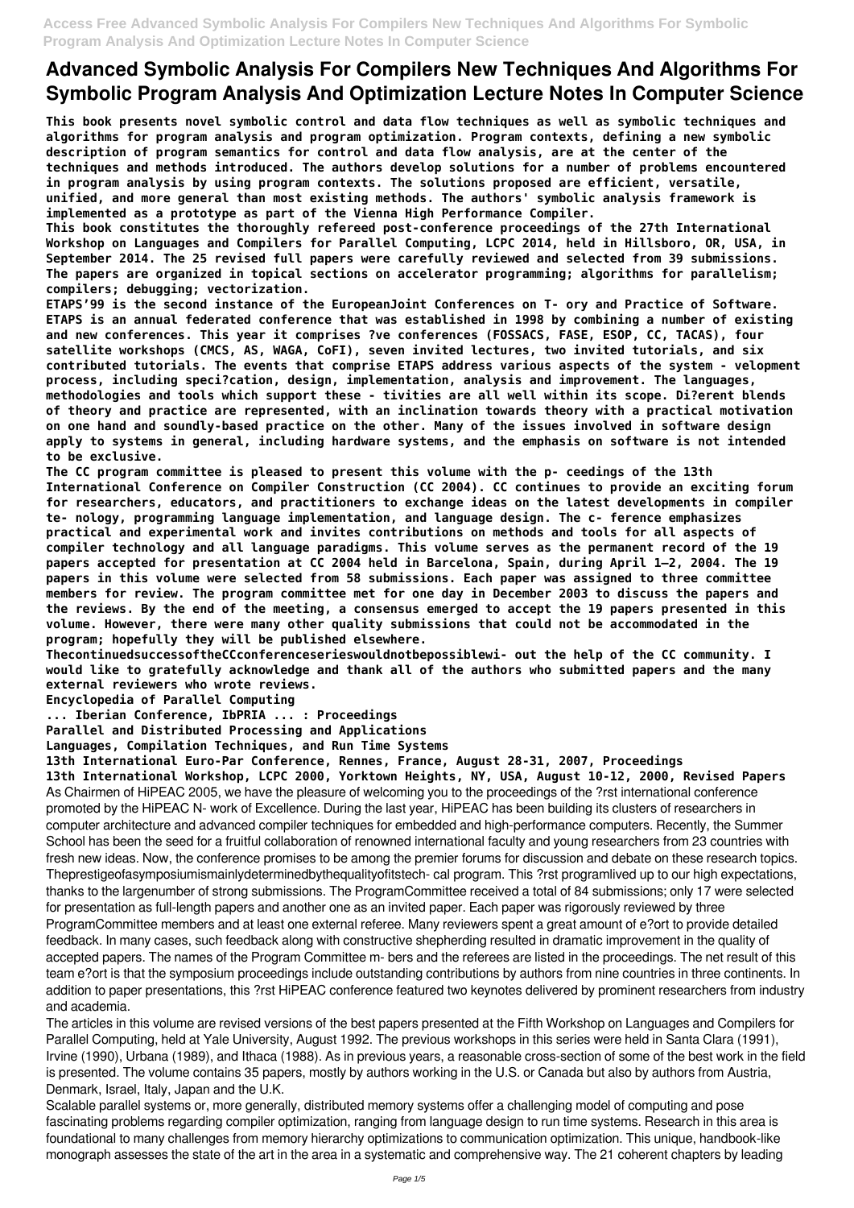# Advanced Symbolic Analysis For Compilers New Techniques And Algorithms For Symbolic Program Analysis And Optimization Lecture Notes In Computer Science

**This book presents novel symbolic control and data flow techniques as well as symbolic techniques and algorithms for program analysis and program optimization. Program contexts, defining a new symbolic description of program semantics for control and data flow analysis, are at the center of the techniques and methods introduced. The authors develop solutions for a number of problems encountered in program analysis by using program contexts. The solutions proposed are efficient, versatile, unified, and more general than most existing methods. The authors' symbolic analysis framework is implemented as a prototype as part of the Vienna High Performance Compiler.**

**This book constitutes the thoroughly refereed post-conference proceedings of the 27th International Workshop on Languages and Compilers for Parallel Computing, LCPC 2014, held in Hillsboro, OR, USA, in September 2014. The 25 revised full papers were carefully reviewed and selected from 39 submissions. The papers are organized in topical sections on accelerator programming; algorithms for parallelism; compilers; debugging; vectorization.**

**ETAPS'99 is the second instance of the EuropeanJoint Conferences on T- ory and Practice of Software. ETAPS is an annual federated conference that was established in 1998 by combining a number of existing and new conferences. This year it comprises ?ve conferences (FOSSACS, FASE, ESOP, CC, TACAS), four satellite workshops (CMCS, AS, WAGA, CoFI), seven invited lectures, two invited tutorials, and six contributed tutorials. The events that comprise ETAPS address various aspects of the system - velopment process, including speci?cation, design, implementation, analysis and improvement. The languages, methodologies and tools which support these - tivities are all well within its scope. Di?erent blends of theory and practice are represented, with an inclination towards theory with a practical motivation on one hand and soundly-based practice on the other. Many of the issues involved in software design apply to systems in general, including hardware systems, and the emphasis on software is not intended to be exclusive.**

**The CC program committee is pleased to present this volume with the p- ceedings of the 13th International Conference on Compiler Construction (CC 2004). CC continues to provide an exciting forum for researchers, educators, and practitioners to exchange ideas on the latest developments in compiler te- nology, programming language implementation, and language design. The c- ference emphasizes practical and experimental work and invites contributions on methods and tools for all aspects of compiler technology and all language paradigms. This volume serves as the permanent record of the 19 papers accepted for presentation at CC 2004 held in Barcelona, Spain, during April 1–2, 2004. The 19 papers in this volume were selected from 58 submissions. Each paper was assigned to three committee members for review. The program committee met for one day in December 2003 to discuss the papers and the reviews. By the end of the meeting, a consensus emerged to accept the 19 papers presented in this volume. However, there were many other quality submissions that could not be accommodated in the program; hopefully they will be published elsewhere.**

**ThecontinuedsuccessoftheCCconferenceserieswouldnotbepossiblewi- out the help of the CC community. I would like to gratefully acknowledge and thank all of the authors who submitted papers and the many external reviewers who wrote reviews.**

**Encyclopedia of Parallel Computing**

**... Iberian Conference, IbPRIA ... : Proceedings**

**Parallel and Distributed Processing and Applications**

**Languages, Compilation Techniques, and Run Time Systems**

**13th International Euro-Par Conference, Rennes, France, August 28-31, 2007, Proceedings**

**13th International Workshop, LCPC 2000, Yorktown Heights, NY, USA, August 10-12, 2000, Revised Papers**

As Chairmen of HiPEAC 2005, we have the pleasure of welcoming you to the proceedings of the ?rst international conference promoted by the HiPEAC N- work of Excellence. During the last year, HiPEAC has been building its clusters of researchers in computer architecture and advanced compiler techniques for embedded and high-performance computers. Recently, the Summer School has been the seed for a fruitful collaboration of renowned international faculty and young researchers from 23 countries with fresh new ideas. Now, the conference promises to be among the premier forums for discussion and debate on these research topics. Theprestigeofasymposiumismainlydeterminedbythequalityofitstech- cal program. This ?rst programlived up to our high expectations, thanks to the largenumber of strong submissions. The ProgramCommittee received a total of 84 submissions; only 17 were selected for presentation as full-length papers and another one as an invited paper. Each paper was rigorously reviewed by three ProgramCommittee members and at least one external referee. Many reviewers spent a great amount of e?ort to provide detailed feedback. In many cases, such feedback along with constructive shepherding resulted in dramatic improvement in the quality of accepted papers. The names of the Program Committee m- bers and the referees are listed in the proceedings. The net result of this team e?ort is that the symposium proceedings include outstanding contributions by authors from nine countries in three continents. In addition to paper presentations, this ?rst HiPEAC conference featured two keynotes delivered by prominent researchers from industry and academia.

The articles in this volume are revised versions of the best papers presented at the Fifth Workshop on Languages and Compilers for Parallel Computing, held at Yale University, August 1992. The previous workshops in this series were held in Santa Clara (1991), Irvine (1990), Urbana (1989), and Ithaca (1988). As in previous years, a reasonable cross-section of some of the best work in the field is presented. The volume contains 35 papers, mostly by authors working in the U.S. or Canada but also by authors from Austria, Denmark, Israel, Italy, Japan and the U.K.

Scalable parallel systems or, more generally, distributed memory systems offer a challenging model of computing and pose fascinating problems regarding compiler optimization, ranging from language design to run time systems. Research in this area is foundational to many challenges from memory hierarchy optimizations to communication optimization. This unique, handbook-like monograph assesses the state of the art in the area in a systematic and comprehensive way. The 21 coherent chapters by leading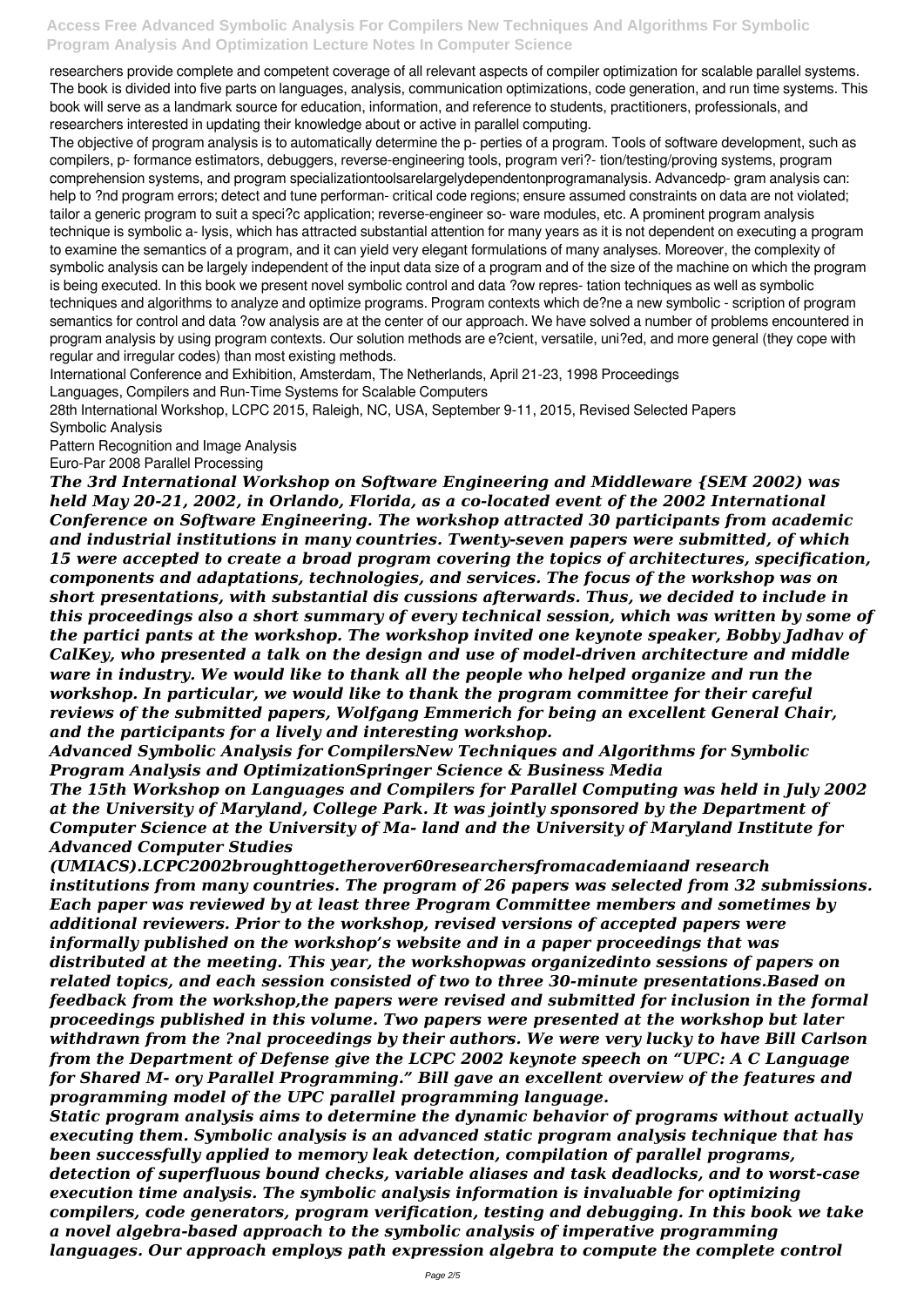researchers provide complete and competent coverage of all relevant aspects of compiler optimization for scalable parallel systems. The book is divided into five parts on languages, analysis, communication optimizations, code generation, and run time systems. This book will serve as a landmark source for education, information, and reference to students, practitioners, professionals, and researchers interested in updating their knowledge about or active in parallel computing.

The objective of program analysis is to automatically determine the p- perties of a program. Tools of software development, such as compilers, p- formance estimators, debuggers, reverse-engineering tools, program veri?- tion/testing/proving systems, program comprehension systems, and program specializationtoolsarelargelydependentonprogramanalysis. Advancedp- gram analysis can: help to ?nd program errors; detect and tune performan- critical code regions; ensure assumed constraints on data are not violated; tailor a generic program to suit a speci?c application; reverse-engineer so- ware modules, etc. A prominent program analysis technique is symbolic a- lysis, which has attracted substantial attention for many years as it is not dependent on executing a program to examine the semantics of a program, and it can yield very elegant formulations of many analyses. Moreover, the complexity of symbolic analysis can be largely independent of the input data size of a program and of the size of the machine on which the program is being executed. In this book we present novel symbolic control and data ?ow repres- tation techniques as well as symbolic techniques and algorithms to analyze and optimize programs. Program contexts which de?ne a new symbolic - scription of program semantics for control and data ?ow analysis are at the center of our approach. We have solved a number of problems encountered in program analysis by using program contexts. Our solution methods are e?cient, versatile, uni?ed, and more general (they cope with regular and irregular codes) than most existing methods.

International Conference and Exhibition, Amsterdam, The Netherlands, April 21-23, 1998 Proceedings

Languages, Compilers and Run-Time Systems for Scalable Computers

28th International Workshop, LCPC 2015, Raleigh, NC, USA, September 9-11, 2015, Revised Selected Papers

Symbolic Analysis

Pattern Recognition and Image Analysis

Euro-Par 2008 Parallel Processing

***The 3rd International Workshop on Software Engineering and Middleware {SEM 2002) was held May 20-21, 2002, in Orlando, Florida, as a co-located event of the 2002 International Conference on Software Engineering. The workshop attracted 30 participants from academic and industrial institutions in many countries. Twenty-seven papers were submitted, of which 15 were accepted to create a broad program covering the topics of architectures, specification, components and adaptations, technologies, and services. The focus of the workshop was on short presentations, with substantial dis cussions afterwards. Thus, we decided to include in this proceedings also a short summary of every technical session, which was written by some of the partici pants at the workshop. The workshop invited one keynote speaker, Bobby Jadhav of CalKey, who presented a talk on the design and use of model-driven architecture and middle ware in industry. We would like to thank all the people who helped organize and run the workshop. In particular, we would like to thank the program committee for their careful reviews of the submitted papers, Wolfgang Emmerich for being an excellent General Chair, and the participants for a lively and interesting workshop.***

***Advanced Symbolic Analysis for CompilersNew Techniques and Algorithms for Symbolic Program Analysis and OptimizationSpringer Science & Business Media***

***The 15th Workshop on Languages and Compilers for Parallel Computing was held in July 2002 at the University of Maryland, College Park. It was jointly sponsored by the Department of Computer Science at the University of Ma- land and the University of Maryland Institute for Advanced Computer Studies (UMIACS).LCPC2002broughttogetherover60researchersfromacademiaand research institutions from many countries. The program of 26 papers was selected from 32 submissions. Each paper was reviewed by at least three Program Committee members and sometimes by additional reviewers. Prior to the workshop, revised versions of accepted papers were informally published on the workshop's website and in a paper proceedings that was distributed at the meeting. This year, the workshopwas organizedinto sessions of papers on related topics, and each session consisted of two to three 30-minute presentations.Based on feedback from the workshop,the papers were revised and submitted for inclusion in the formal proceedings published in this volume. Two papers were presented at the workshop but later withdrawn from the ?nal proceedings by their authors. We were very lucky to have Bill Carlson from the Department of Defense give the LCPC 2002 keynote speech on "UPC: A C Language for Shared M- ory Parallel Programming." Bill gave an excellent overview of the features and programming model of the UPC parallel programming language.***

***Static program analysis aims to determine the dynamic behavior of programs without actually executing them. Symbolic analysis is an advanced static program analysis technique that has been successfully applied to memory leak detection, compilation of parallel programs, detection of superfluous bound checks, variable aliases and task deadlocks, and to worst-case execution time analysis. The symbolic analysis information is invaluable for optimizing compilers, code generators, program verification, testing and debugging. In this book we take a novel algebra-based approach to the symbolic analysis of imperative programming languages. Our approach employs path expression algebra to compute the complete control***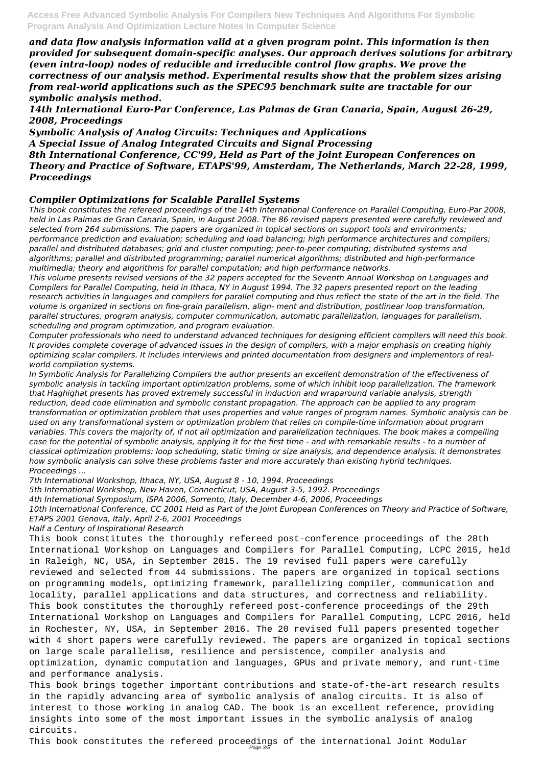*and data flow analysis information valid at a given program point. This information is then provided for subsequent domain-specific analyses. Our approach derives solutions for arbitrary (even intra-loop) nodes of reducible and irreducible control flow graphs. We prove the correctness of our analysis method. Experimental results show that the problem sizes arising from real-world applications such as the SPEC95 benchmark suite are tractable for our symbolic analysis method.*

*14th International Euro-Par Conference, Las Palmas de Gran Canaria, Spain, August 26-29, 2008, Proceedings*

*Symbolic Analysis of Analog Circuits: Techniques and Applications*

*A Special Issue of Analog Integrated Circuits and Signal Processing*

*8th International Conference, CC'99, Held as Part of the Joint European Conferences on Theory and Practice of Software, ETAPS'99, Amsterdam, The Netherlands, March 22-28, 1999, Proceedings*

## *Compiler Optimizations for Scalable Parallel Systems*

*This book constitutes the refereed proceedings of the 14th International Conference on Parallel Computing, Euro-Par 2008, held in Las Palmas de Gran Canaria, Spain, in August 2008. The 86 revised papers presented were carefully reviewed and selected from 264 submissions. The papers are organized in topical sections on support tools and environments; performance prediction and evaluation; scheduling and load balancing; high performance architectures and compilers; parallel and distributed databases; grid and cluster computing; peer-to-peer computing; distributed systems and algorithms; parallel and distributed programming; parallel numerical algorithms; distributed and high-performance multimedia; theory and algorithms for parallel computation; and high performance networks.*

*This volume presents revised versions of the 32 papers accepted for the Seventh Annual Workshop on Languages and Compilers for Parallel Computing, held in Ithaca, NY in August 1994. The 32 papers presented report on the leading research activities in languages and compilers for parallel computing and thus reflect the state of the art in the field. The volume is organized in sections on fine-grain parallelism, align- ment and distribution, postlinear loop transformation, parallel structures, program analysis, computer communication, automatic parallelization, languages for parallelism, scheduling and program optimization, and program evaluation.*

*Computer professionals who need to understand advanced techniques for designing efficient compilers will need this book. It provides complete coverage of advanced issues in the design of compilers, with a major emphasis on creating highly optimizing scalar compilers. It includes interviews and printed documentation from designers and implementors of real-world compilation systems.*

*In Symbolic Analysis for Parallelizing Compilers the author presents an excellent demonstration of the effectiveness of symbolic analysis in tackling important optimization problems, some of which inhibit loop parallelization. The framework that Haghighat presents has proved extremely successful in induction and wraparound variable analysis, strength reduction, dead code elimination and symbolic constant propagation. The approach can be applied to any program transformation or optimization problem that uses properties and value ranges of program names. Symbolic analysis can be used on any transformational system or optimization problem that relies on compile-time information about program variables. This covers the majority of, if not all optimization and parallelization techniques. The book makes a compelling case for the potential of symbolic analysis, applying it for the first time - and with remarkable results - to a number of classical optimization problems: loop scheduling, static timing or size analysis, and dependence analysis. It demonstrates how symbolic analysis can solve these problems faster and more accurately than existing hybrid techniques.*

*Proceedings ...*

*7th International Workshop, Ithaca, NY, USA, August 8 - 10, 1994. Proceedings*

*5th International Workshop, New Haven, Connecticut, USA, August 3-5, 1992. Proceedings*

*4th International Symposium, ISPA 2006, Sorrento, Italy, December 4-6, 2006, Proceedings*

*10th International Conference, CC 2001 Held as Part of the Joint European Conferences on Theory and Practice of Software, ETAPS 2001 Genova, Italy, April 2-6, 2001 Proceedings*

*Half a Century of Inspirational Research*

This book constitutes the thoroughly refereed post-conference proceedings of the 28th International Workshop on Languages and Compilers for Parallel Computing, LCPC 2015, held in Raleigh, NC, USA, in September 2015. The 19 revised full papers were carefully reviewed and selected from 44 submissions. The papers are organized in topical sections on programming models, optimizing framework, parallelizing compiler, communication and locality, parallel applications and data structures, and correctness and reliability.

This book constitutes the thoroughly refereed post-conference proceedings of the 29th International Workshop on Languages and Compilers for Parallel Computing, LCPC 2016, held in Rochester, NY, USA, in September 2016. The 20 revised full papers presented together with 4 short papers were carefully reviewed. The papers are organized in topical sections on large scale parallelism, resilience and persistence, compiler analysis and optimization, dynamic computation and languages, GPUs and private memory, and runt-time and performance analysis.

This book brings together important contributions and state-of-the-art research results in the rapidly advancing area of symbolic analysis of analog circuits. It is also of interest to those working in analog CAD. The book is an excellent reference, providing insights into some of the most important issues in the symbolic analysis of analog circuits.

This book constitutes the refereed proceedings of the international Joint Modular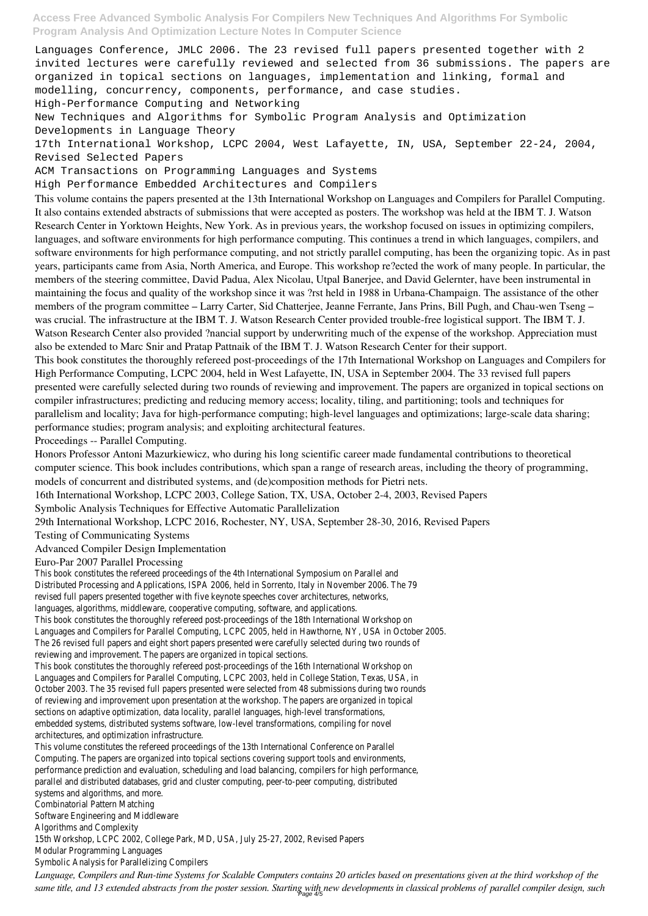Languages Conference, JMLC 2006. The 23 revised full papers presented together with 2 invited lectures were carefully reviewed and selected from 36 submissions. The papers are organized in topical sections on languages, implementation and linking, formal and modelling, concurrency, components, performance, and case studies.

High-Performance Computing and Networking

New Techniques and Algorithms for Symbolic Program Analysis and Optimization

Developments in Language Theory

17th International Workshop, LCPC 2004, West Lafayette, IN, USA, September 22-24, 2004, Revised Selected Papers

ACM Transactions on Programming Languages and Systems

High Performance Embedded Architectures and Compilers

This volume contains the papers presented at the 13th International Workshop on Languages and Compilers for Parallel Computing. It also contains extended abstracts of submissions that were accepted as posters. The workshop was held at the IBM T. J. Watson Research Center in Yorktown Heights, New York. As in previous years, the workshop focused on issues in optimizing compilers, languages, and software environments for high performance computing. This continues a trend in which languages, compilers, and software environments for high performance computing, and not strictly parallel computing, has been the organizing topic. As in past years, participants came from Asia, North America, and Europe. This workshop re?ected the work of many people. In particular, the members of the steering committee, David Padua, Alex Nicolau, Utpal Banerjee, and David Gelernter, have been instrumental in maintaining the focus and quality of the workshop since it was ?rst held in 1988 in Urbana-Champaign. The assistance of the other members of the program committee – Larry Carter, Sid Chatterjee, Jeanne Ferrante, Jans Prins, Bill Pugh, and Chau-wen Tseng – was crucial. The infrastructure at the IBM T. J. Watson Research Center provided trouble-free logistical support. The IBM T. J. Watson Research Center also provided ?nancial support by underwriting much of the expense of the workshop. Appreciation must also be extended to Marc Snir and Pratap Pattnaik of the IBM T. J. Watson Research Center for their support.

This book constitutes the thoroughly refereed post-proceedings of the 17th International Workshop on Languages and Compilers for High Performance Computing, LCPC 2004, held in West Lafayette, IN, USA in September 2004. The 33 revised full papers presented were carefully selected during two rounds of reviewing and improvement. The papers are organized in topical sections on compiler infrastructures; predicting and reducing memory access; locality, tiling, and partitioning; tools and techniques for parallelism and locality; Java for high-performance computing; high-level languages and optimizations; large-scale data sharing; performance studies; program analysis; and exploiting architectural features.

Proceedings -- Parallel Computing.

Honors Professor Antoni Mazurkiewicz, who during his long scientific career made fundamental contributions to theoretical computer science. This book includes contributions, which span a range of research areas, including the theory of programming, models of concurrent and distributed systems, and (de)composition methods for Pietri nets.

16th International Workshop, LCPC 2003, College Sation, TX, USA, October 2-4, 2003, Revised Papers

Symbolic Analysis Techniques for Effective Automatic Parallelization

29th International Workshop, LCPC 2016, Rochester, NY, USA, September 28-30, 2016, Revised Papers

Testing of Communicating Systems

Advanced Compiler Design Implementation

Euro-Par 2007 Parallel Processing

This book constitutes the refereed proceedings of the 4th International Symposium on Parallel and Distributed Processing and Applications, ISPA 2006, held in Sorrento, Italy in November 2006. The 79 revised full papers presented together with five keynote speeches cover architectures, networks, languages, algorithms, middleware, cooperative computing, software, and applications.

This book constitutes the thoroughly refereed post-proceedings of the 18th International Workshop on Languages and Compilers for Parallel Computing, LCPC 2005, held in Hawthorne, NY, USA in October 2005. The 26 revised full papers and eight short papers presented were carefully selected during two rounds of reviewing and improvement. The papers are organized in topical sections.

This book constitutes the thoroughly refereed post-proceedings of the 16th International Workshop on Languages and Compilers for Parallel Computing, LCPC 2003, held in College Station, Texas, USA, in October 2003. The 35 revised full papers presented were selected from 48 submissions during two rounds of reviewing and improvement upon presentation at the workshop. The papers are organized in topical sections on adaptive optimization, data locality, parallel languages, high-level transformations, embedded systems, distributed systems software, low-level transformations, compiling for novel architectures, and optimization infrastructure.

This volume constitutes the refereed proceedings of the 13th International Conference on Parallel Computing. The papers are organized into topical sections covering support tools and environments, performance prediction and evaluation, scheduling and load balancing, compilers for high performance, parallel and distributed databases, grid and cluster computing, peer-to-peer computing, distributed systems and algorithms, and more.

Combinatorial Pattern Matching

Software Engineering and Middleware

Algorithms and Complexity

15th Workshop, LCPC 2002, College Park, MD, USA, July 25-27, 2002, Revised Papers

Modular Programming Languages

Symbolic Analysis for Parallelizing Compilers

*Language, Compilers and Run-time Systems for Scalable Computers contains 20 articles based on presentations given at the third workshop of the same title, and 13 extended abstracts from the poster session. Starting with new developments in classical problems of parallel compiler design, such*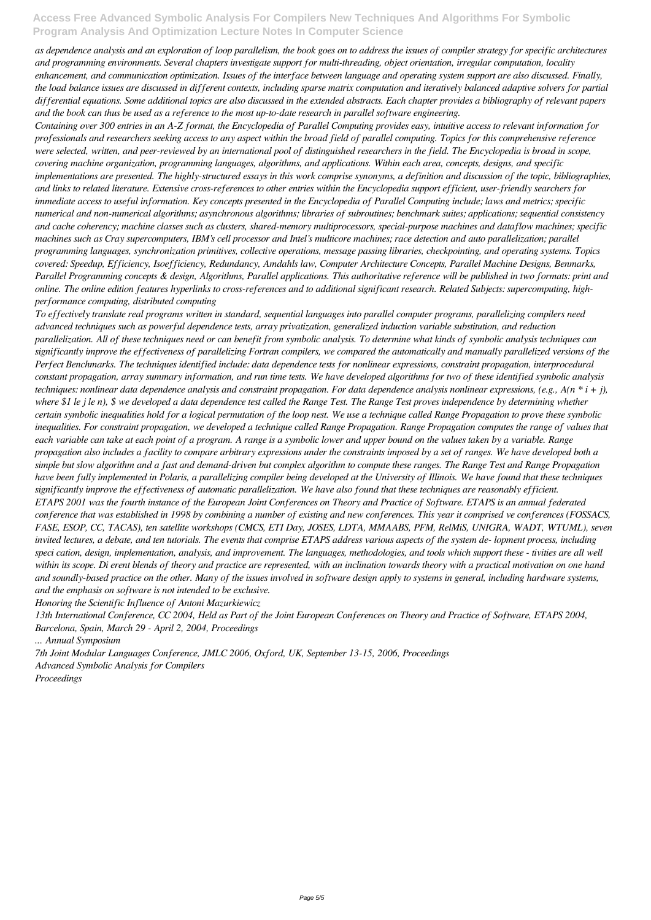*as dependence analysis and an exploration of loop parallelism, the book goes on to address the issues of compiler strategy for specific architectures and programming environments. Several chapters investigate support for multi-threading, object orientation, irregular computation, locality enhancement, and communication optimization. Issues of the interface between language and operating system support are also discussed. Finally, the load balance issues are discussed in different contexts, including sparse matrix computation and iteratively balanced adaptive solvers for partial differential equations. Some additional topics are also discussed in the extended abstracts. Each chapter provides a bibliography of relevant papers and the book can thus be used as a reference to the most up-to-date research in parallel software engineering.*

*Containing over 300 entries in an A-Z format, the Encyclopedia of Parallel Computing provides easy, intuitive access to relevant information for professionals and researchers seeking access to any aspect within the broad field of parallel computing. Topics for this comprehensive reference were selected, written, and peer-reviewed by an international pool of distinguished researchers in the field. The Encyclopedia is broad in scope, covering machine organization, programming languages, algorithms, and applications. Within each area, concepts, designs, and specific implementations are presented. The highly-structured essays in this work comprise synonyms, a definition and discussion of the topic, bibliographies, and links to related literature. Extensive cross-references to other entries within the Encyclopedia support efficient, user-friendly searchers for immediate access to useful information. Key concepts presented in the Encyclopedia of Parallel Computing include; laws and metrics; specific numerical and non-numerical algorithms; asynchronous algorithms; libraries of subroutines; benchmark suites; applications; sequential consistency and cache coherency; machine classes such as clusters, shared-memory multiprocessors, special-purpose machines and dataflow machines; specific machines such as Cray supercomputers, IBM's cell processor and Intel's multicore machines; race detection and auto parallelization; parallel programming languages, synchronization primitives, collective operations, message passing libraries, checkpointing, and operating systems. Topics covered: Speedup, Efficiency, Isoefficiency, Redundancy, Amdahls law, Computer Architecture Concepts, Parallel Machine Designs, Benmarks, Parallel Programming concepts & design, Algorithms, Parallel applications. This authoritative reference will be published in two formats: print and online. The online edition features hyperlinks to cross-references and to additional significant research. Related Subjects: supercomputing, high-performance computing, distributed computing*

*To effectively translate real programs written in standard, sequential languages into parallel computer programs, parallelizing compilers need advanced techniques such as powerful dependence tests, array privatization, generalized induction variable substitution, and reduction parallelization. All of these techniques need or can benefit from symbolic analysis. To determine what kinds of symbolic analysis techniques can significantly improve the effectiveness of parallelizing Fortran compilers, we compared the automatically and manually parallelized versions of the Perfect Benchmarks. The techniques identified include: data dependence tests for nonlinear expressions, constraint propagation, interprocedural constant propagation, array summary information, and run time tests. We have developed algorithms for two of these identified symbolic analysis techniques: nonlinear data dependence analysis and constraint propagation. For data dependence analysis nonlinear expressions, (e.g., A(n * i + j), where $1 le j le n), $ we developed a data dependence test called the Range Test. The Range Test proves independence by determining whether certain symbolic inequalities hold for a logical permutation of the loop nest. We use a technique called Range Propagation to prove these symbolic inequalities. For constraint propagation, we developed a technique called Range Propagation. Range Propagation computes the range of values that each variable can take at each point of a program. A range is a symbolic lower and upper bound on the values taken by a variable. Range propagation also includes a facility to compare arbitrary expressions under the constraints imposed by a set of ranges. We have developed both a simple but slow algorithm and a fast and demand-driven but complex algorithm to compute these ranges. The Range Test and Range Propagation have been fully implemented in Polaris, a parallelizing compiler being developed at the University of Illinois. We have found that these techniques significantly improve the effectiveness of automatic parallelization. We have also found that these techniques are reasonably efficient.*

*ETAPS 2001 was the fourth instance of the European Joint Conferences on Theory and Practice of Software. ETAPS is an annual federated conference that was established in 1998 by combining a number of existing and new conferences. This year it comprised ve conferences (FOSSACS, FASE, ESOP, CC, TACAS), ten satellite workshops (CMCS, ETI Day, JOSES, LDTA, MMAABS, PFM, RelMiS, UNIGRA, WADT, WTUML), seven invited lectures, a debate, and ten tutorials. The events that comprise ETAPS address various aspects of the system de- lopment process, including speci cation, design, implementation, analysis, and improvement. The languages, methodologies, and tools which support these - tivities are all well within its scope. Di erent blends of theory and practice are represented, with an inclination towards theory with a practical motivation on one hand and soundly-based practice on the other. Many of the issues involved in software design apply to systems in general, including hardware systems, and the emphasis on software is not intended to be exclusive.*

*Honoring the Scientific Influence of Antoni Mazurkiewicz*

*13th International Conference, CC 2004, Held as Part of the Joint European Conferences on Theory and Practice of Software, ETAPS 2004, Barcelona, Spain, March 29 - April 2, 2004, Proceedings*

*... Annual Symposium*

*7th Joint Modular Languages Conference, JMLC 2006, Oxford, UK, September 13-15, 2006, Proceedings*

*Advanced Symbolic Analysis for Compilers*

*Proceedings*